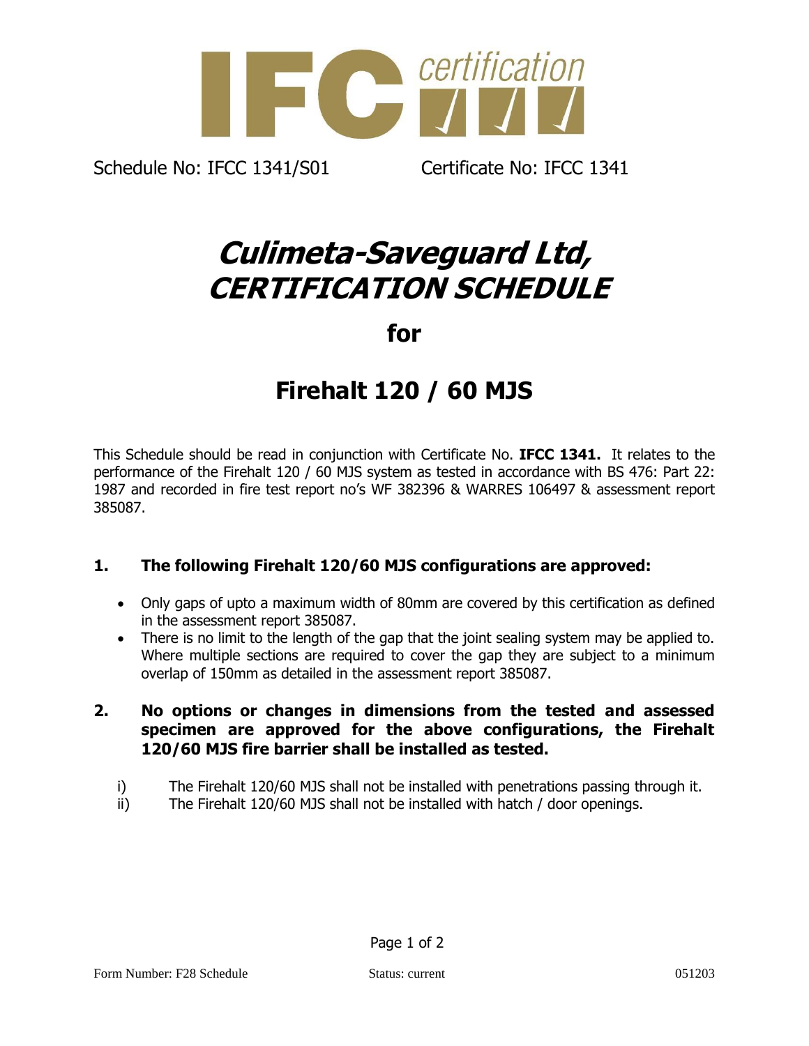IFC certification

Schedule No: IFCC 1341/S01 Certificate No: IFCC 1341

# *Culimeta-Saveguard Ltd, CERTIFICATION SCHEDULE*

## for

# Firehalt 120 / 60 MJS

This Schedule should be read in conjunction with Certificate No. **IFCC 1341.** It relates to the performance of the Firehalt 120 / 60 MJS system as tested in accordance with BS 476: Part 22: 1987 and recorded in fire test report no's WF 382396 & WARRES 106497 & assessment report 385087.

### 1. The following Firehalt 120/60 MJS configurations are approved:

- Only gaps of upto a maximum width of 80mm are covered by this certification as defined in the assessment report 385087.
- There is no limit to the length of the gap that the joint sealing system may be applied to. Where multiple sections are required to cover the gap they are subject to a minimum overlap of 150mm as detailed in the assessment report 385087.

### 2. No options or changes in dimensions from the tested and assessed specimen are approved for the above configurations, the Firehalt 120/60 MJS fire barrier shall be installed as tested.

i) The Firehalt 120/60 MJS shall not be installed with penetrations passing through it.

ii) The Firehalt 120/60 MJS shall not be installed with hatch / door openings.

Form Number: F28 Schedule Status: current 051203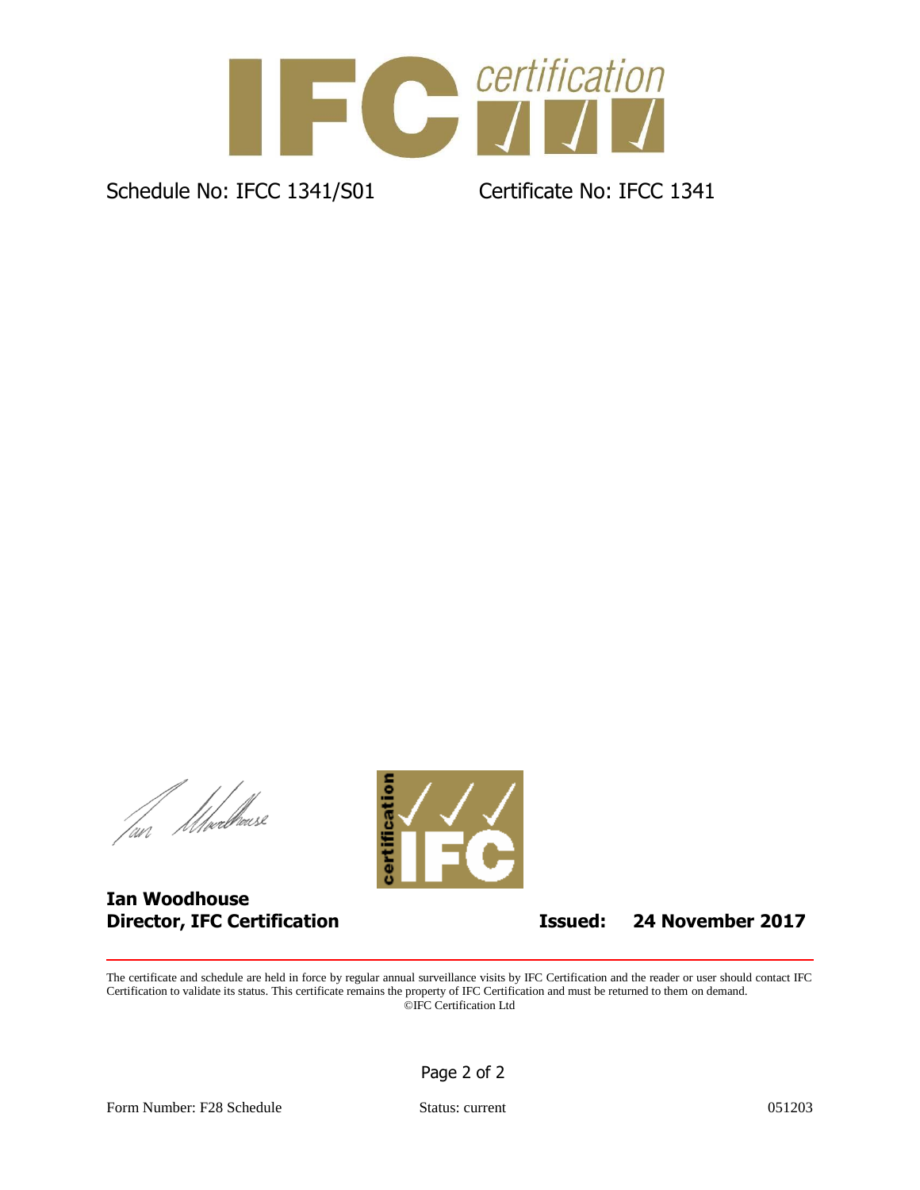Schedule No: IFCC 1341/S01 Certificate No: IFCC 1341

**Ian Woodhouse**
**Director, IFC Certification** **Issued: 24 November 2017**

The certificate and schedule are held in force by regular annual surveillance visits by IFC Certification and the reader or user should contact IFC Certification to validate its status. This certificate remains the property of IFC Certification and must be returned to them on demand.
©IFC Certification Ltd

Form Number: F28 Schedule Status: current 051203